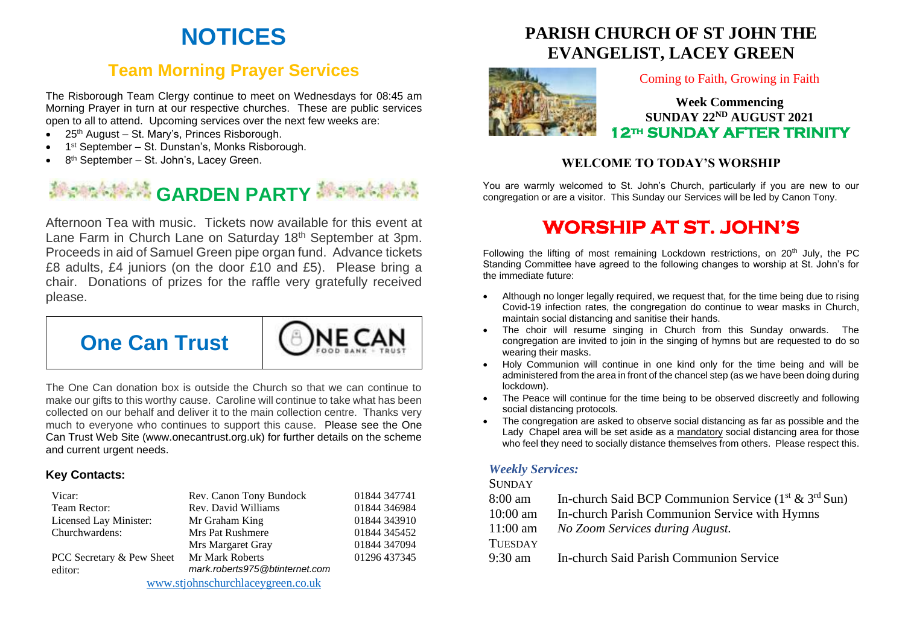# NOTICES

## Team Morning Prayer Services

The Risborough Team Clergy continue to meet on Wednesdays for 08:45 am Morning Prayer in turn at our respective churches. These are public services open to all to attend. Upcoming services over the next few weeks are:

- 25th August – St. Mary's, Princes Risborough.
- 1st September – St. Dunstan's, Monks Risborough.
- 8th September – St. John's, Lacey Green.

## GARDEN PARTY

Afternoon Tea with music. Tickets now available for this event at Lane Farm in Church Lane on Saturday 18th September at 3pm. Proceeds in aid of Samuel Green pipe organ fund. Advance tickets £8 adults, £4 juniors (on the door £10 and £5). Please bring a chair. Donations of prizes for the raffle very gratefully received please.

## One Can Trust

ONE CAN FOOD BANK · TRUST

The One Can donation box is outside the Church so that we can continue to make our gifts to this worthy cause. Caroline will continue to take what has been collected on our behalf and deliver it to the main collection centre. Thanks very much to everyone who continues to support this cause. Please see the One Can Trust Web Site (www.onecantrust.org.uk) for further details on the scheme and current urgent needs.

### Key Contacts:

| | | |
|---|---|---|
| Vicar: | Rev. Canon Tony Bundock | 01844 347741 |
| Team Rector: | Rev. David Williams | 01844 346984 |
| Licensed Lay Minister: | Mr Graham King | 01844 343910 |
| Churchwardens: | Mrs Pat Rushmere | 01844 345452 |
| | Mrs Margaret Gray | 01844 347094 |
| PCC Secretary & Pew Sheet editor: | Mr Mark Roberts *mark.roberts975@btinternet.com* | 01296 437345 |

www.stjohnschurchlaceygreen.co.uk

# PARISH CHURCH OF ST JOHN THE EVANGELIST, LACEY GREEN

Coming to Faith, Growing in Faith

**Week Commencing**
**SUNDAY 22ND AUGUST 2021**
**12TH SUNDAY AFTER TRINITY**

### WELCOME TO TODAY'S WORSHIP

You are warmly welcomed to St. John's Church, particularly if you are new to our congregation or are a visitor. This Sunday our Services will be led by Canon Tony.

## WORSHIP AT ST. JOHN'S

Following the lifting of most remaining Lockdown restrictions, on 20th July, the PC Standing Committee have agreed to the following changes to worship at St. John's for the immediate future:

- Although no longer legally required, we request that, for the time being due to rising Covid-19 infection rates, the congregation do continue to wear masks in Church, maintain social distancing and sanitise their hands.
- The choir will resume singing in Church from this Sunday onwards. The congregation are invited to join in the singing of hymns but are requested to do so wearing their masks.
- Holy Communion will continue in one kind only for the time being and will be administered from the area in front of the chancel step (as we have been doing during lockdown).
- The Peace will continue for the time being to be observed discreetly and following social distancing protocols.
- The congregation are asked to observe social distancing as far as possible and the Lady Chapel area will be set aside as a mandatory social distancing area for those who feel they need to socially distance themselves from others. Please respect this.

### *Weekly Services:*

SUNDAY

| | |
|---|---|
| 8:00 am | In-church Said BCP Communion Service (1st & 3rd Sun) |
| 10:00 am | In-church Parish Communion Service with Hymns |
| 11:00 am | *No Zoom Services during August.* |

TUESDAY

| | |
|---|---|
| 9:30 am | In-church Said Parish Communion Service |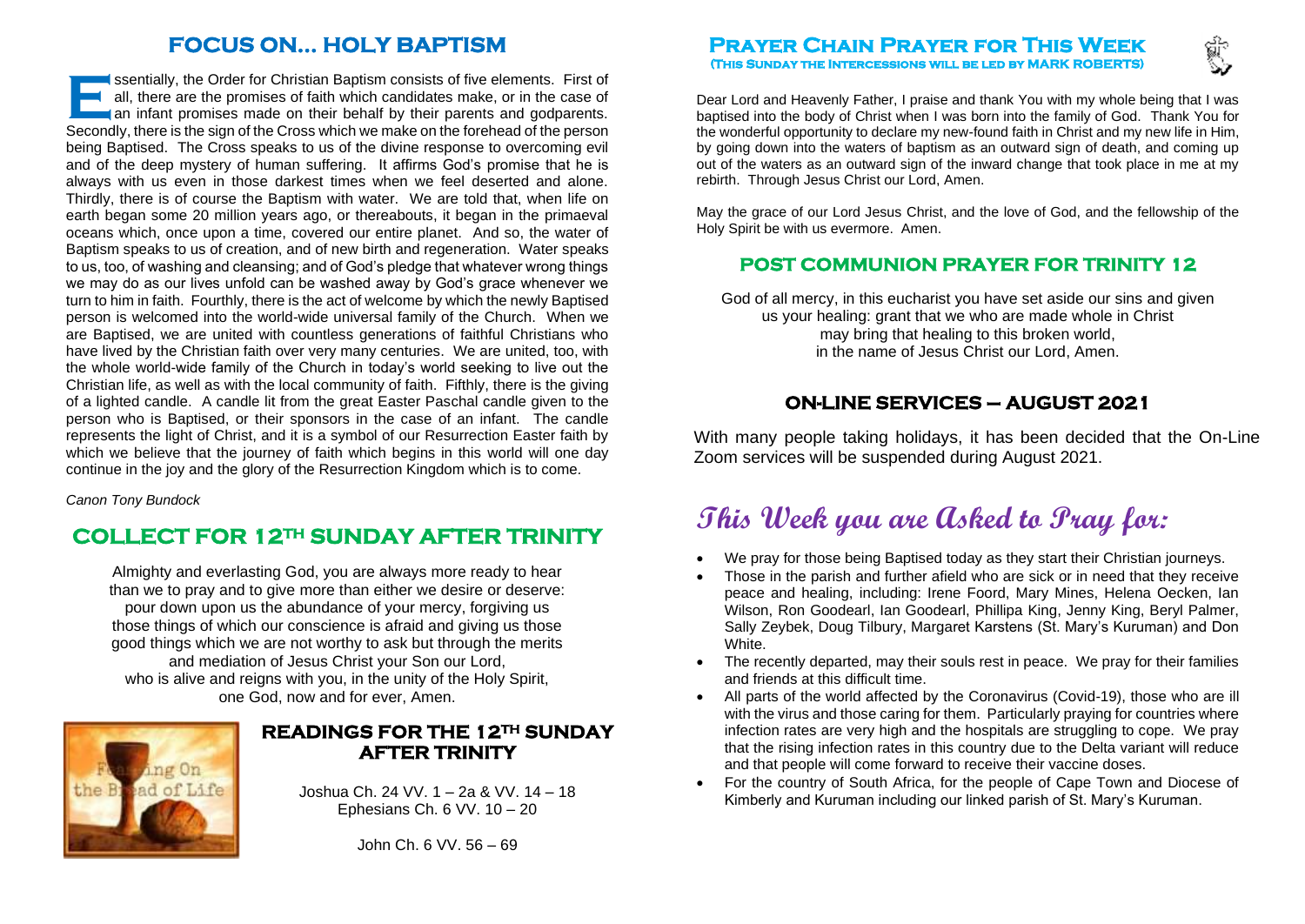## FOCUS ON... HOLY BAPTISM

Essentially, the Order for Christian Baptism consists of five elements. First of all, there are the promises of faith which candidates make, or in the case of an infant promises made on their behalf by their parents and godparents. Secondly, there is the sign of the Cross which we make on the forehead of the person being Baptised. The Cross speaks to us of the divine response to overcoming evil and of the deep mystery of human suffering. It affirms God's promise that he is always with us even in those darkest times when we feel deserted and alone. Thirdly, there is of course the Baptism with water. We are told that, when life on earth began some 20 million years ago, or thereabouts, it began in the primaeval oceans which, once upon a time, covered our entire planet. And so, the water of Baptism speaks to us of creation, and of new birth and regeneration. Water speaks to us, too, of washing and cleansing; and of God's pledge that whatever wrong things we may do as our lives unfold can be washed away by God's grace whenever we turn to him in faith. Fourthly, there is the act of welcome by which the newly Baptised person is welcomed into the world-wide universal family of the Church. When we are Baptised, we are united with countless generations of faithful Christians who have lived by the Christian faith over very many centuries. We are united, too, with the whole world-wide family of the Church in today's world seeking to live out the Christian life, as well as with the local community of faith. Fifthly, there is the giving of a lighted candle. A candle lit from the great Easter Paschal candle given to the person who is Baptised, or their sponsors in the case of an infant. The candle represents the light of Christ, and it is a symbol of our Resurrection Easter faith by which we believe that the journey of faith which begins in this world will one day continue in the joy and the glory of the Resurrection Kingdom which is to come.

*Canon Tony Bundock*

## COLLECT FOR 12TH SUNDAY AFTER TRINITY

Almighty and everlasting God, you are always more ready to hear
than we to pray and to give more than either we desire or deserve:
pour down upon us the abundance of your mercy, forgiving us
those things of which our conscience is afraid and giving us those
good things which we are not worthy to ask but through the merits
and mediation of Jesus Christ your Son our Lord,
who is alive and reigns with you, in the unity of the Holy Spirit,
one God, now and for ever, Amen.

### READINGS FOR THE 12TH SUNDAY AFTER TRINITY

Joshua Ch. 24 VV. 1 – 2a & VV. 14 – 18
Ephesians Ch. 6 VV. 10 – 20

John Ch. 6 VV. 56 – 69

## PRAYER CHAIN PRAYER FOR THIS WEEK

**(THIS SUNDAY THE INTERCESSIONS WILL BE LED BY MARK ROBERTS)**

Dear Lord and Heavenly Father, I praise and thank You with my whole being that I was baptised into the body of Christ when I was born into the family of God. Thank You for the wonderful opportunity to declare my new-found faith in Christ and my new life in Him, by going down into the waters of baptism as an outward sign of death, and coming up out of the waters as an outward sign of the inward change that took place in me at my rebirth. Through Jesus Christ our Lord, Amen.

May the grace of our Lord Jesus Christ, and the love of God, and the fellowship of the Holy Spirit be with us evermore. Amen.

## POST COMMUNION PRAYER FOR TRINITY 12

God of all mercy, in this eucharist you have set aside our sins and given
us your healing: grant that we who are made whole in Christ
may bring that healing to this broken world,
in the name of Jesus Christ our Lord, Amen.

## ON-LINE SERVICES – AUGUST 2021

With many people taking holidays, it has been decided that the On-Line Zoom services will be suspended during August 2021.

## This Week you are Asked to Pray for:

- We pray for those being Baptised today as they start their Christian journeys.
- Those in the parish and further afield who are sick or in need that they receive peace and healing, including: Irene Foord, Mary Mines, Helena Oecken, Ian Wilson, Ron Goodearl, Ian Goodearl, Phillipa King, Jenny King, Beryl Palmer, Sally Zeybek, Doug Tilbury, Margaret Karstens (St. Mary's Kuruman) and Don White.
- The recently departed, may their souls rest in peace. We pray for their families and friends at this difficult time.
- All parts of the world affected by the Coronavirus (Covid-19), those who are ill with the virus and those caring for them. Particularly praying for countries where infection rates are very high and the hospitals are struggling to cope. We pray that the rising infection rates in this country due to the Delta variant will reduce and that people will come forward to receive their vaccine doses.
- For the country of South Africa, for the people of Cape Town and Diocese of Kimberly and Kuruman including our linked parish of St. Mary's Kuruman.